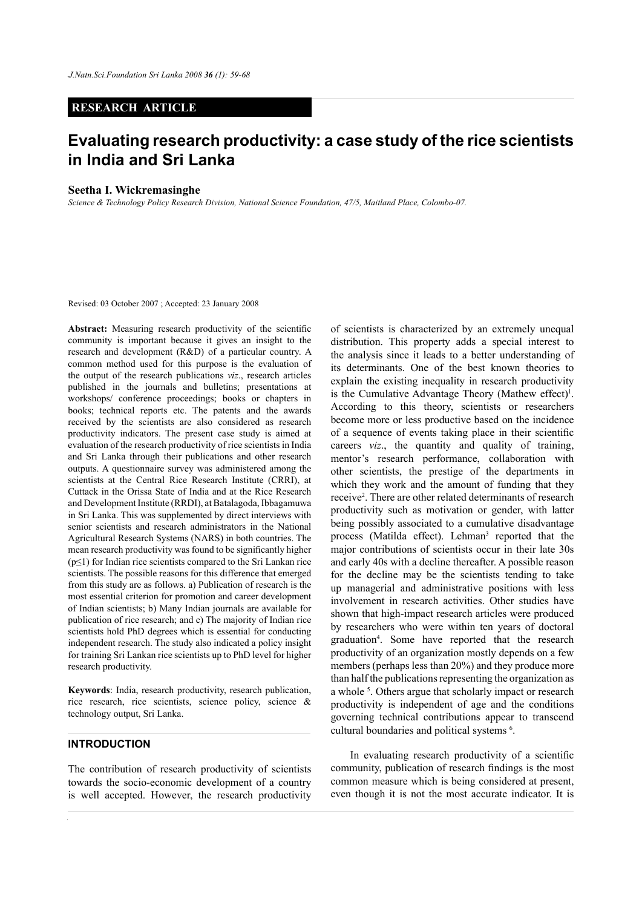RESEARCH ARTICLE

# Evaluating research productivity: a case study of the rice scientists in India and Sri Lanka

**Seetha I. Wickremasinghe**

*Science & Technology Policy Research Division, National Science Foundation, 47/5, Maitland Place, Colombo-07.*

Revised: 03 October 2007 ; Accepted: 23 January 2008

**Abstract:** Measuring research productivity of the scientific community is important because it gives an insight to the research and development (R&D) of a particular country. A common method used for this purpose is the evaluation of the output of the research publications *viz*., research articles published in the journals and bulletins; presentations at workshops/ conference proceedings; books or chapters in books; technical reports etc. The patents and the awards received by the scientists are also considered as research productivity indicators. The present case study is aimed at evaluation of the research productivity of rice scientists in India and Sri Lanka through their publications and other research outputs. A questionnaire survey was administered among the scientists at the Central Rice Research Institute (CRRI), at Cuttack in the Orissa State of India and at the Rice Research and Development Institute (RRDI), at Batalagoda, Ibbagamuwa in Sri Lanka. This was supplemented by direct interviews with senior scientists and research administrators in the National Agricultural Research Systems (NARS) in both countries. The mean research productivity was found to be significantly higher ($p \leq 1$) for Indian rice scientists compared to the Sri Lankan rice scientists. The possible reasons for this difference that emerged from this study are as follows. a) Publication of research is the most essential criterion for promotion and career development of Indian scientists; b) Many Indian journals are available for publication of rice research; and c) The majority of Indian rice scientists hold PhD degrees which is essential for conducting independent research. The study also indicated a policy insight for training Sri Lankan rice scientists up to PhD level for higher research productivity.

**Keywords**: India, research productivity, research publication, rice research, rice scientists, science policy, science & technology output, Sri Lanka.

## INTRODUCTION

The contribution of research productivity of scientists towards the socio-economic development of a country is well accepted. However, the research productivity of scientists is characterized by an extremely unequal distribution. This property adds a special interest to the analysis since it leads to a better understanding of its determinants. One of the best known theories to explain the existing inequality in research productivity is the Cumulative Advantage Theory (Mathew effect)[1]. According to this theory, scientists or researchers become more or less productive based on the incidence of a sequence of events taking place in their scientific careers *viz*., the quantity and quality of training, mentor's research performance, collaboration with other scientists, the prestige of the departments in which they work and the amount of funding that they receive[2]. There are other related determinants of research productivity such as motivation or gender, with latter being possibly associated to a cumulative disadvantage process (Matilda effect). Lehman[3] reported that the major contributions of scientists occur in their late 30s and early 40s with a decline thereafter. A possible reason for the decline may be the scientists tending to take up managerial and administrative positions with less involvement in research activities. Other studies have shown that high-impact research articles were produced by researchers who were within ten years of doctoral graduation[4]. Some have reported that the research productivity of an organization mostly depends on a few members (perhaps less than 20%) and they produce more than half the publications representing the organization as a whole [5]. Others argue that scholarly impact or research productivity is independent of age and the conditions governing technical contributions appear to transcend cultural boundaries and political systems [6].

In evaluating research productivity of a scientific community, publication of research findings is the most common measure which is being considered at present, even though it is not the most accurate indicator. It is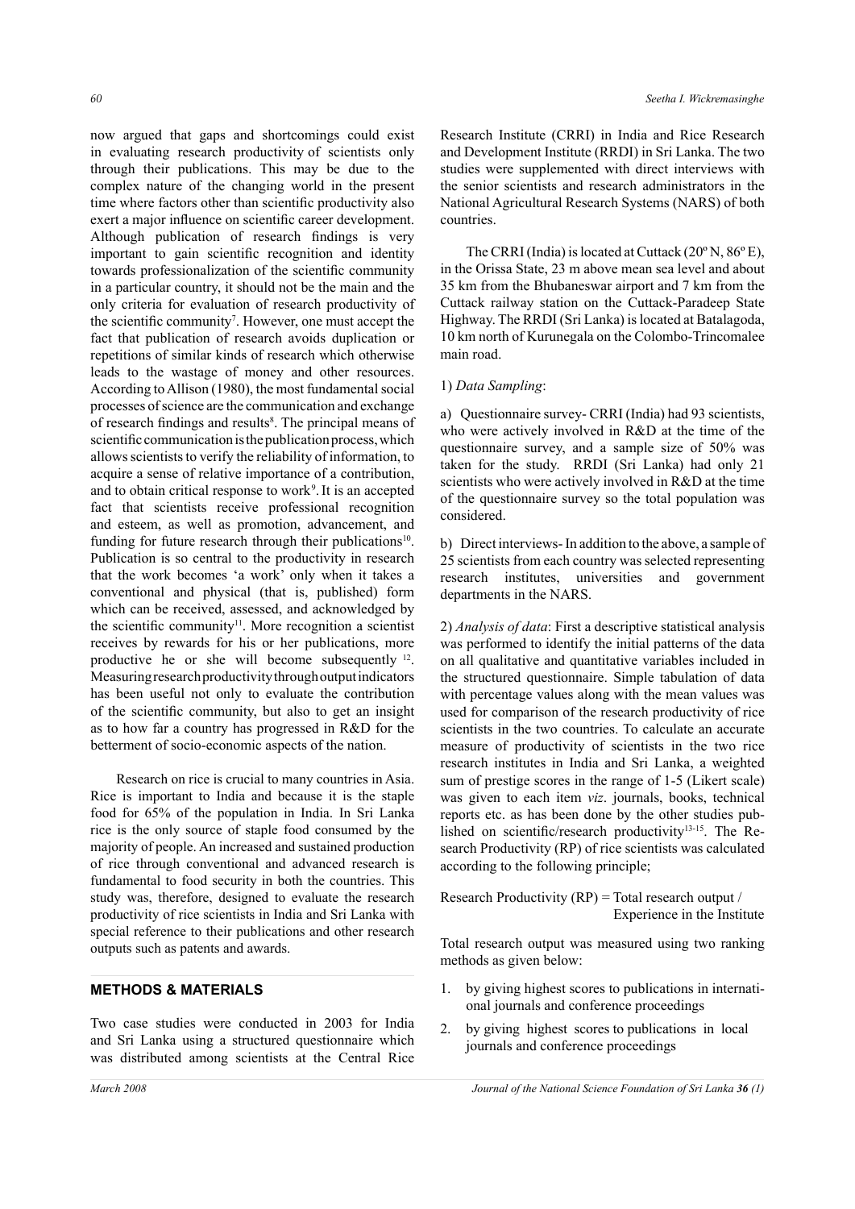now argued that gaps and shortcomings could exist in evaluating research productivity of scientists only through their publications. This may be due to the complex nature of the changing world in the present time where factors other than scientific productivity also exert a major influence on scientific career development. Although publication of research findings is very important to gain scientific recognition and identity towards professionalization of the scientific community in a particular country, it should not be the main and the only criteria for evaluation of research productivity of the scientific community[7]. However, one must accept the fact that publication of research avoids duplication or repetitions of similar kinds of research which otherwise leads to the wastage of money and other resources. According to Allison (1980), the most fundamental social processes of science are the communication and exchange of research findings and results[8]. The principal means of scientific communication is the publication process, which allows scientists to verify the reliability of information, to acquire a sense of relative importance of a contribution, and to obtain critical response to work[9]. It is an accepted fact that scientists receive professional recognition and esteem, as well as promotion, advancement, and funding for future research through their publications[10]. Publication is so central to the productivity in research that the work becomes 'a work' only when it takes a conventional and physical (that is, published) form which can be received, assessed, and acknowledged by the scientific community[11]. More recognition a scientist receives by rewards for his or her publications, more productive he or she will become subsequently [12]. Measuring research productivity through output indicators has been useful not only to evaluate the contribution of the scientific community, but also to get an insight as to how far a country has progressed in R&D for the betterment of socio-economic aspects of the nation.

Research on rice is crucial to many countries in Asia. Rice is important to India and because it is the staple food for 65% of the population in India. In Sri Lanka rice is the only source of staple food consumed by the majority of people. An increased and sustained production of rice through conventional and advanced research is fundamental to food security in both the countries. This study was, therefore, designed to evaluate the research productivity of rice scientists in India and Sri Lanka with special reference to their publications and other research outputs such as patents and awards.

## METHODS & MATERIALS

Two case studies were conducted in 2003 for India and Sri Lanka using a structured questionnaire which was distributed among scientists at the Central Rice Research Institute (CRRI) in India and Rice Research and Development Institute (RRDI) in Sri Lanka. The two studies were supplemented with direct interviews with the senior scientists and research administrators in the National Agricultural Research Systems (NARS) of both countries.

The CRRI (India) is located at Cuttack (20º N, 86º E), in the Orissa State, 23 m above mean sea level and about 35 km from the Bhubaneswar airport and 7 km from the Cuttack railway station on the Cuttack-Paradeep State Highway. The RRDI (Sri Lanka) is located at Batalagoda, 10 km north of Kurunegala on the Colombo-Trincomalee main road.

1) *Data Sampling*:

a) Questionnaire survey- CRRI (India) had 93 scientists, who were actively involved in R&D at the time of the questionnaire survey, and a sample size of 50% was taken for the study. RRDI (Sri Lanka) had only 21 scientists who were actively involved in R&D at the time of the questionnaire survey so the total population was considered.

b) Direct interviews- In addition to the above, a sample of 25 scientists from each country was selected representing research institutes, universities and government departments in the NARS.

2) *Analysis of data*: First a descriptive statistical analysis was performed to identify the initial patterns of the data on all qualitative and quantitative variables included in the structured questionnaire. Simple tabulation of data with percentage values along with the mean values was used for comparison of the research productivity of rice scientists in the two countries. To calculate an accurate measure of productivity of scientists in the two rice research institutes in India and Sri Lanka, a weighted sum of prestige scores in the range of 1-5 (Likert scale) was given to each item *viz*. journals, books, technical reports etc. as has been done by the other studies published on scientific/research productivity[13-15]. The Research Productivity (RP) of rice scientists was calculated according to the following principle;

Research Productivity (RP) = Total research output / Experience in the Institute

Total research output was measured using two ranking methods as given below:

1. by giving highest scores to publications in international journals and conference proceedings
2. by giving highest scores to publications in local journals and conference proceedings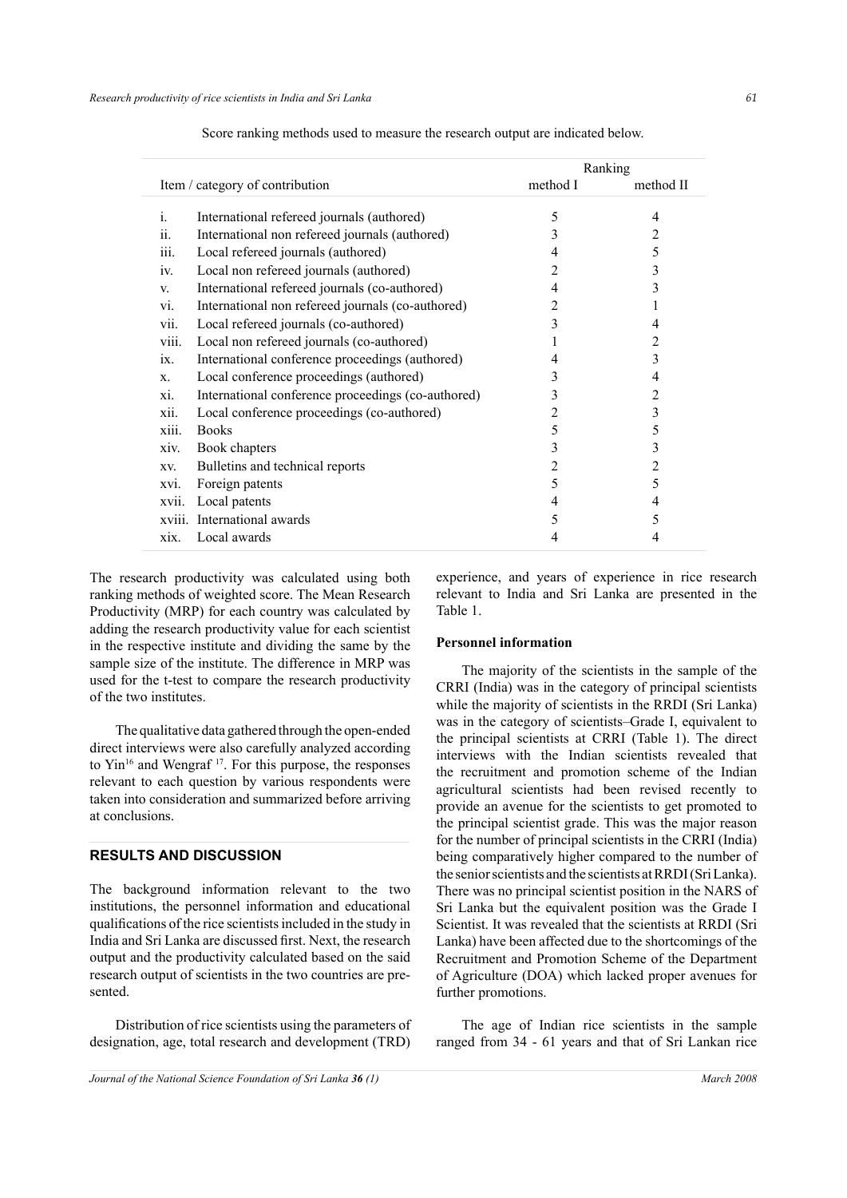Score ranking methods used to measure the research output are indicated below.

| Item / category of contribution | | Ranking method I | Ranking method II |
|---|---|---|---|
| i. | International refereed journals (authored) | 5 | 4 |
| ii. | International non refereed journals (authored) | 3 | 2 |
| iii. | Local refereed journals (authored) | 4 | 5 |
| iv. | Local non refereed journals (authored) | 2 | 3 |
| v. | International refereed journals (co-authored) | 4 | 3 |
| vi. | International non refereed journals (co-authored) | 2 | 1 |
| vii. | Local refereed journals (co-authored) | 3 | 4 |
| viii. | Local non refereed journals (co-authored) | 1 | 2 |
| ix. | International conference proceedings (authored) | 4 | 3 |
| x. | Local conference proceedings (authored) | 3 | 4 |
| xi. | International conference proceedings (co-authored) | 3 | 2 |
| xii. | Local conference proceedings (co-authored) | 2 | 3 |
| xiii. | Books | 5 | 5 |
| xiv. | Book chapters | 3 | 3 |
| xv. | Bulletins and technical reports | 2 | 2 |
| xvi. | Foreign patents | 5 | 5 |
| xvii. | Local patents | 4 | 4 |
| xviii. | International awards | 5 | 5 |
| xix. | Local awards | 4 | 4 |

The research productivity was calculated using both ranking methods of weighted score. The Mean Research Productivity (MRP) for each country was calculated by adding the research productivity value for each scientist in the respective institute and dividing the same by the sample size of the institute. The difference in MRP was used for the t-test to compare the research productivity of the two institutes.

The qualitative data gathered through the open-ended direct interviews were also carefully analyzed according to Yin[16] and Wengraf [17]. For this purpose, the responses relevant to each question by various respondents were taken into consideration and summarized before arriving at conclusions.

## RESULTS AND DISCUSSION

The background information relevant to the two institutions, the personnel information and educational qualifications of the rice scientists included in the study in India and Sri Lanka are discussed first. Next, the research output and the productivity calculated based on the said research output of scientists in the two countries are presented.

Distribution of rice scientists using the parameters of designation, age, total research and development (TRD) experience, and years of experience in rice research relevant to India and Sri Lanka are presented in the Table 1.

### Personnel information

The majority of the scientists in the sample of the CRRI (India) was in the category of principal scientists while the majority of scientists in the RRDI (Sri Lanka) was in the category of scientists–Grade I, equivalent to the principal scientists at CRRI (Table 1). The direct interviews with the Indian scientists revealed that the recruitment and promotion scheme of the Indian agricultural scientists had been revised recently to provide an avenue for the scientists to get promoted to the principal scientist grade. This was the major reason for the number of principal scientists in the CRRI (India) being comparatively higher compared to the number of the senior scientists and the scientists at RRDI (Sri Lanka). There was no principal scientist position in the NARS of Sri Lanka but the equivalent position was the Grade I Scientist. It was revealed that the scientists at RRDI (Sri Lanka) have been affected due to the shortcomings of the Recruitment and Promotion Scheme of the Department of Agriculture (DOA) which lacked proper avenues for further promotions.

The age of Indian rice scientists in the sample ranged from 34 - 61 years and that of Sri Lankan rice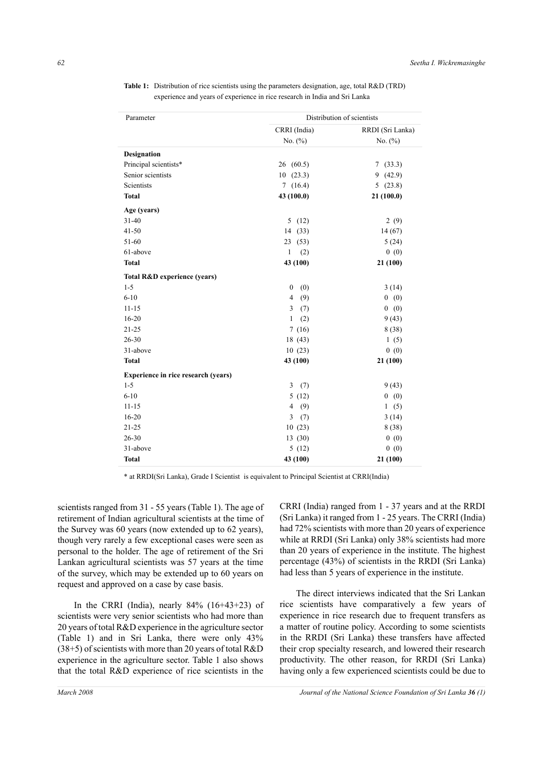**Table 1:** Distribution of rice scientists using the parameters designation, age, total R&D (TRD) experience and years of experience in rice research in India and Sri Lanka

| Parameter | Distribution of scientists | |
|---|---|---|
| | CRRI (India) No. (%) | RRDI (Sri Lanka) No. (%) |
| **Designation** | | |
| Principal scientists* | 26 (60.5) | 7 (33.3) |
| Senior scientists | 10 (23.3) | 9 (42.9) |
| Scientists | 7 (16.4) | 5 (23.8) |
| **Total** | **43 (100.0)** | **21 (100.0)** |
| **Age (years)** | | |
| 31-40 | 5 (12) | 2 (9) |
| 41-50 | 14 (33) | 14 (67) |
| 51-60 | 23 (53) | 5 (24) |
| 61-above | 1 (2) | 0 (0) |
| **Total** | **43 (100)** | **21 (100)** |
| **Total R&D experience (years)** | | |
| 1-5 | 0 (0) | 3 (14) |
| 6-10 | 4 (9) | 0 (0) |
| 11-15 | 3 (7) | 0 (0) |
| 16-20 | 1 (2) | 9 (43) |
| 21-25 | 7 (16) | 8 (38) |
| 26-30 | 18 (43) | 1 (5) |
| 31-above | 10 (23) | 0 (0) |
| **Total** | **43 (100)** | **21 (100)** |
| **Experience in rice research (years)** | | |
| 1-5 | 3 (7) | 9 (43) |
| 6-10 | 5 (12) | 0 (0) |
| 11-15 | 4 (9) | 1 (5) |
| 16-20 | 3 (7) | 3 (14) |
| 21-25 | 10 (23) | 8 (38) |
| 26-30 | 13 (30) | 0 (0) |
| 31-above | 5 (12) | 0 (0) |
| **Total** | **43 (100)** | **21 (100)** |

\* at RRDI(Sri Lanka), Grade I Scientist is equivalent to Principal Scientist at CRRI(India)

scientists ranged from 31 - 55 years (Table 1). The age of retirement of Indian agricultural scientists at the time of the Survey was 60 years (now extended up to 62 years), though very rarely a few exceptional cases were seen as personal to the holder. The age of retirement of the Sri Lankan agricultural scientists was 57 years at the time of the survey, which may be extended up to 60 years on request and approved on a case by case basis.

In the CRRI (India), nearly 84% (16+43+23) of scientists were very senior scientists who had more than 20 years of total R&D experience in the agriculture sector (Table 1) and in Sri Lanka, there were only 43% (38+5) of scientists with more than 20 years of total R&D experience in the agriculture sector. Table 1 also shows that the total R&D experience of rice scientists in the CRRI (India) ranged from 1 - 37 years and at the RRDI (Sri Lanka) it ranged from 1 - 25 years. The CRRI (India) had 72% scientists with more than 20 years of experience while at RRDI (Sri Lanka) only 38% scientists had more than 20 years of experience in the institute. The highest percentage (43%) of scientists in the RRDI (Sri Lanka) had less than 5 years of experience in the institute.

The direct interviews indicated that the Sri Lankan rice scientists have comparatively a few years of experience in rice research due to frequent transfers as a matter of routine policy. According to some scientists in the RRDI (Sri Lanka) these transfers have affected their crop specialty research, and lowered their research productivity. The other reason, for RRDI (Sri Lanka) having only a few experienced scientists could be due to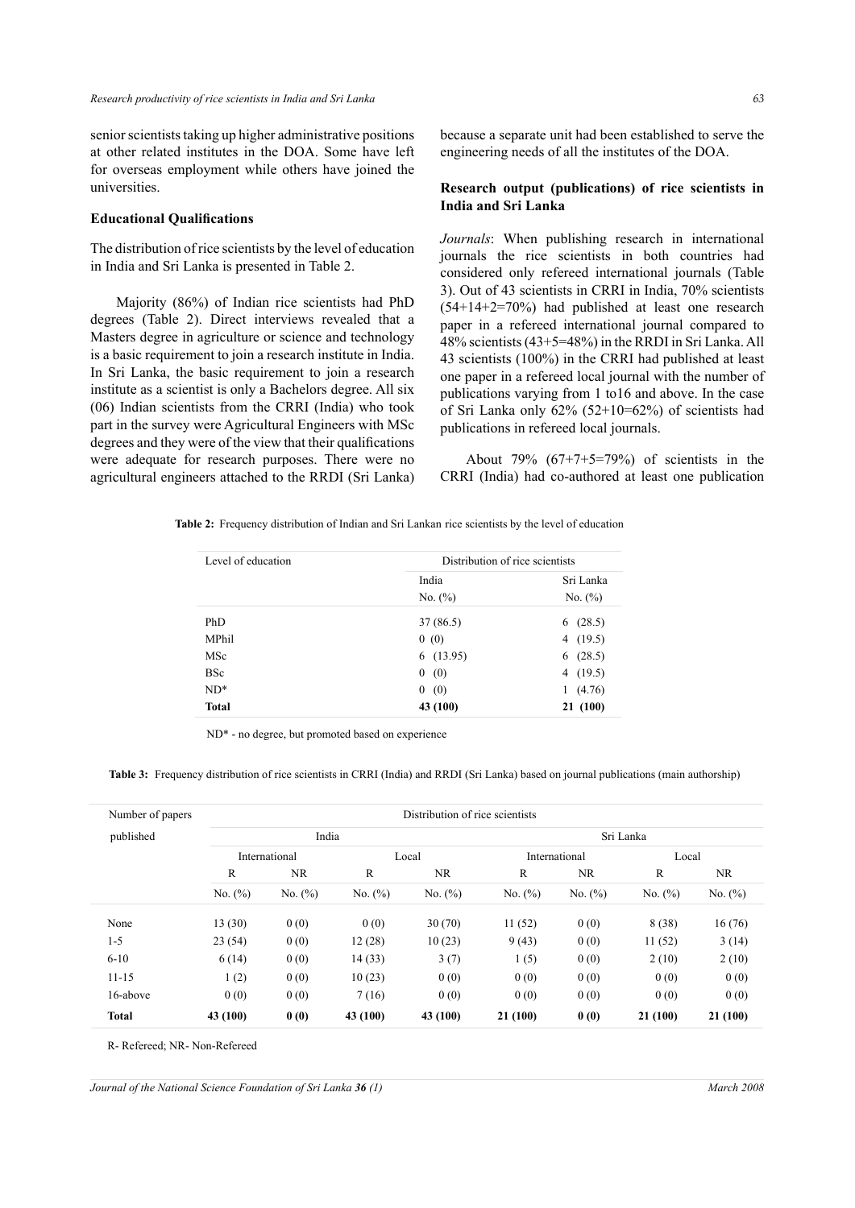senior scientists taking up higher administrative positions at other related institutes in the DOA. Some have left for overseas employment while others have joined the universities.

### Educational Qualifications

The distribution of rice scientists by the level of education in India and Sri Lanka is presented in Table 2.

Majority (86%) of Indian rice scientists had PhD degrees (Table 2). Direct interviews revealed that a Masters degree in agriculture or science and technology is a basic requirement to join a research institute in India. In Sri Lanka, the basic requirement to join a research institute as a scientist is only a Bachelors degree. All six (06) Indian scientists from the CRRI (India) who took part in the survey were Agricultural Engineers with MSc degrees and they were of the view that their qualifications were adequate for research purposes. There were no agricultural engineers attached to the RRDI (Sri Lanka) because a separate unit had been established to serve the engineering needs of all the institutes of the DOA.

### Research output (publications) of rice scientists in India and Sri Lanka

*Journals*: When publishing research in international journals the rice scientists in both countries had considered only refereed international journals (Table 3). Out of 43 scientists in CRRI in India, 70% scientists (54+14+2=70%) had published at least one research paper in a refereed international journal compared to 48% scientists (43+5=48%) in the RRDI in Sri Lanka. All 43 scientists (100%) in the CRRI had published at least one paper in a refereed local journal with the number of publications varying from 1 to16 and above. In the case of Sri Lanka only 62% (52+10=62%) of scientists had publications in refereed local journals.

About 79% (67+7+5=79%) of scientists in the CRRI (India) had co-authored at least one publication

**Table 2:** Frequency distribution of Indian and Sri Lankan rice scientists by the level of education

| Level of education | Distribution of rice scientists | |
|---|---|---|
| | India | Sri Lanka |
| | No. (%) | No. (%) |
| PhD | 37 (86.5) | 6 (28.5) |
| MPhil | 0 (0) | 4 (19.5) |
| MSc | 6 (13.95) | 6 (28.5) |
| BSc | 0 (0) | 4 (19.5) |
| ND* | 0 (0) | 1 (4.76) |
| **Total** | **43 (100)** | **21 (100)** |

ND* - no degree, but promoted based on experience

**Table 3:** Frequency distribution of rice scientists in CRRI (India) and RRDI (Sri Lanka) based on journal publications (main authorship)

| Number of papers published | Distribution of rice scientists | | | | | | | |
|---|---|---|---|---|---|---|---|---|
| | India | | | | Sri Lanka | | | |
| | International | | Local | | International | | Local | |
| | R | NR | R | NR | R | NR | R | NR |
| | No. (%) | No. (%) | No. (%) | No. (%) | No. (%) | No. (%) | No. (%) | No. (%) |
| None | 13 (30) | 0 (0) | 0 (0) | 30 (70) | 11 (52) | 0 (0) | 8 (38) | 16 (76) |
| 1-5 | 23 (54) | 0 (0) | 12 (28) | 10 (23) | 9 (43) | 0 (0) | 11 (52) | 3 (14) |
| 6-10 | 6 (14) | 0 (0) | 14 (33) | 3 (7) | 1 (5) | 0 (0) | 2 (10) | 2 (10) |
| 11-15 | 1 (2) | 0 (0) | 10 (23) | 0 (0) | 0 (0) | 0 (0) | 0 (0) | 0 (0) |
| 16-above | 0 (0) | 0 (0) | 7 (16) | 0 (0) | 0 (0) | 0 (0) | 0 (0) | 0 (0) |
| **Total** | **43 (100)** | **0 (0)** | **43 (100)** | **43 (100)** | **21 (100)** | **0 (0)** | **21 (100)** | **21 (100)** |

R- Refereed; NR- Non-Refereed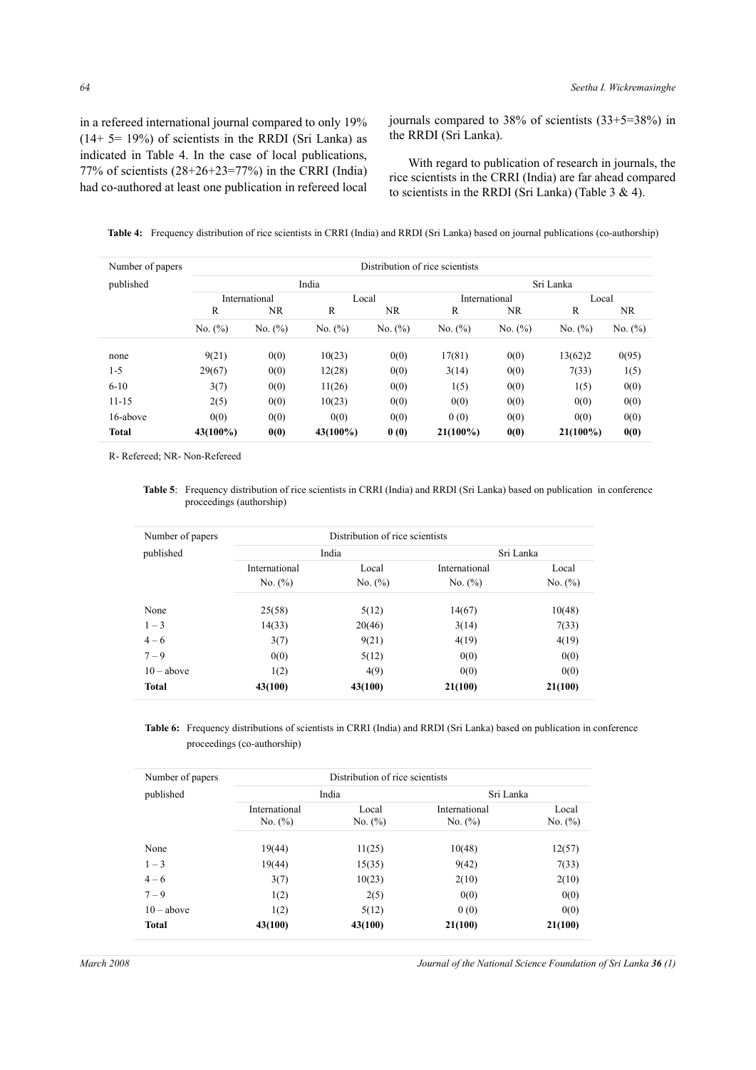in a refereed international journal compared to only 19% (14+ 5= 19%) of scientists in the RRDI (Sri Lanka) as indicated in Table 4. In the case of local publications, 77% of scientists (28+26+23=77%) in the CRRI (India) had co-authored at least one publication in refereed local journals compared to 38% of scientists (33+5=38%) in the RRDI (Sri Lanka).

With regard to publication of research in journals, the rice scientists in the CRRI (India) are far ahead compared to scientists in the RRDI (Sri Lanka) (Table 3 & 4).

**Table 4:** Frequency distribution of rice scientists in CRRI (India) and RRDI (Sri Lanka) based on journal publications (co-authorship)

| Number of papers published | Distribution of rice scientists | | | | | | | |
|---|---|---|---|---|---|---|---|---|
| | India | | | | Sri Lanka | | | |
| | International | | Local | | International | | Local | |
| | R | NR | R | NR | R | NR | R | NR |
| | No. (%) | No. (%) | No. (%) | No. (%) | No. (%) | No. (%) | No. (%) | No. (%) |
| none | 9(21) | 0(0) | 10(23) | 0(0) | 17(81) | 0(0) | 13(62)2 | 0(95) |
| 1-5 | 29(67) | 0(0) | 12(28) | 0(0) | 3(14) | 0(0) | 7(33) | 1(5) |
| 6-10 | 3(7) | 0(0) | 11(26) | 0(0) | 1(5) | 0(0) | 1(5) | 0(0) |
| 11-15 | 2(5) | 0(0) | 10(23) | 0(0) | 0(0) | 0(0) | 0(0) | 0(0) |
| 16-above | 0(0) | 0(0) | 0(0) | 0(0) | 0 (0) | 0(0) | 0(0) | 0(0) |
| **Total** | **43(100%)** | **0(0)** | **43(100%)** | **0 (0)** | **21(100%)** | **0(0)** | **21(100%)** | **0(0)** |

R- Refereed; NR- Non-Refereed

**Table 5**: Frequency distribution of rice scientists in CRRI (India) and RRDI (Sri Lanka) based on publication in conference proceedings (authorship)

| Number of papers published | Distribution of rice scientists | | | |
|---|---|---|---|---|
| | India | | Sri Lanka | |
| | International | Local | International | Local |
| | No. (%) | No. (%) | No. (%) | No. (%) |
| None | 25(58) | 5(12) | 14(67) | 10(48) |
| 1 – 3 | 14(33) | 20(46) | 3(14) | 7(33) |
| 4 – 6 | 3(7) | 9(21) | 4(19) | 4(19) |
| 7 – 9 | 0(0) | 5(12) | 0(0) | 0(0) |
| 10 – above | 1(2) | 4(9) | 0(0) | 0(0) |
| **Total** | **43(100)** | **43(100)** | **21(100)** | **21(100)** |

**Table 6:** Frequency distributions of scientists in CRRI (India) and RRDI (Sri Lanka) based on publication in conference proceedings (co-authorship)

| Number of papers published | Distribution of rice scientists | | | |
|---|---|---|---|---|
| | India | | Sri Lanka | |
| | International No. (%) | Local No. (%) | International No. (%) | Local No. (%) |
| None | 19(44) | 11(25) | 10(48) | 12(57) |
| 1 – 3 | 19(44) | 15(35) | 9(42) | 7(33) |
| 4 – 6 | 3(7) | 10(23) | 2(10) | 2(10) |
| 7 – 9 | 1(2) | 2(5) | 0(0) | 0(0) |
| 10 – above | 1(2) | 5(12) | 0 (0) | 0(0) |
| **Total** | **43(100)** | **43(100)** | **21(100)** | **21(100)** |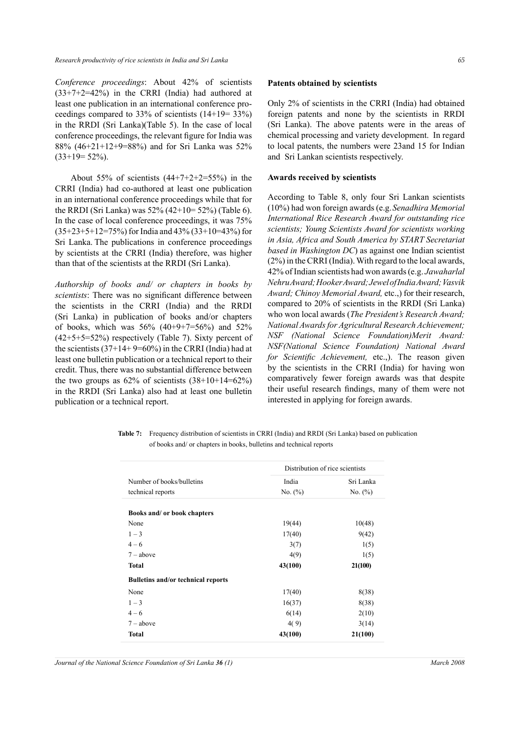*Conference proceedings*: About 42% of scientists (33+7+2=42%) in the CRRI (India) had authored at least one publication in an international conference proceedings compared to 33% of scientists (14+19= 33%) in the RRDI (Sri Lanka)(Table 5). In the case of local conference proceedings, the relevant figure for India was 88% (46+21+12+9=88%) and for Sri Lanka was 52% (33+19= 52%).

About 55% of scientists (44+7+2+2=55%) in the CRRI (India) had co-authored at least one publication in an international conference proceedings while that for the RRDI (Sri Lanka) was 52% (42+10= 52%) (Table 6). In the case of local conference proceedings, it was 75% (35+23+5+12=75%) for India and 43% (33+10=43%) for Sri Lanka. The publications in conference proceedings by scientists at the CRRI (India) therefore, was higher than that of the scientists at the RRDI (Sri Lanka).

*Authorship of books and/ or chapters in books by scientists*: There was no significant difference between the scientists in the CRRI (India) and the RRDI (Sri Lanka) in publication of books and/or chapters of books, which was 56% (40+9+7=56%) and 52% (42+5+5=52%) respectively (Table 7). Sixty percent of the scientists (37+14+ 9=60%) in the CRRI (India) had at least one bulletin publication or a technical report to their credit. Thus, there was no substantial difference between the two groups as 62% of scientists (38+10+14=62%) in the RRDI (Sri Lanka) also had at least one bulletin publication or a technical report.

**Patents obtained by scientists**

Only 2% of scientists in the CRRI (India) had obtained foreign patents and none by the scientists in RRDI (Sri Lanka). The above patents were in the areas of chemical processing and variety development. In regard to local patents, the numbers were 23and 15 for Indian and Sri Lankan scientists respectively.

**Awards received by scientists**

According to Table 8, only four Sri Lankan scientists (10%) had won foreign awards (e.g. *Senadhira Memorial International Rice Research Award for outstanding rice scientists; Young Scientists Award for scientists working in Asia, Africa and South America by START Secretariat based in Washington DC*) as against one Indian scientist (2%) in the CRRI (India). With regard to the local awards, 42% of Indian scientists had won awards (e.g. *Jawaharlal Nehru Award; Hooker Award; Jewel of India Award; Vasvik Award; Chinoy Memorial Award,* etc.,) for their research, compared to 20% of scientists in the RRDI (Sri Lanka) who won local awards (*The President's Research Award; National Awards for Agricultural Research Achievement; NSF (National Science Foundation)Merit Award: NSF(National Science Foundation) National Award for Scientific Achievement,* etc.,). The reason given by the scientists in the CRRI (India) for having won comparatively fewer foreign awards was that despite their useful research findings, many of them were not interested in applying for foreign awards.

**Table 7:** Frequency distribution of scientists in CRRI (India) and RRDI (Sri Lanka) based on publication of books and/ or chapters in books, bulletins and technical reports

| | Distribution of rice scientists | |
|---|---|---|
| Number of books/bulletins technical reports | India No. (%) | Sri Lanka No. (%) |
| **Books and/ or book chapters** | | |
| None | 19(44) | 10(48) |
| 1 – 3 | 17(40) | 9(42) |
| 4 – 6 | 3(7) | 1(5) |
| 7 – above | 4(9) | 1(5) |
| **Total** | **43(100)** | **21(100)** |
| **Bulletins and/or technical reports** | | |
| None | 17(40) | 8(38) |
| 1 – 3 | 16(37) | 8(38) |
| 4 – 6 | 6(14) | 2(10) |
| 7 – above | 4( 9) | 3(14) |
| **Total** | **43(100)** | **21(100)** |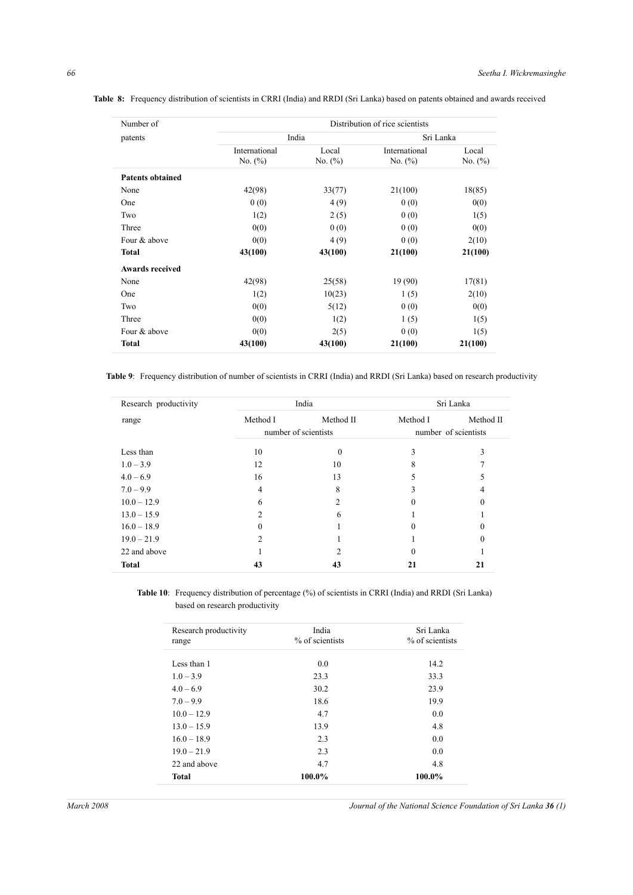**Table 8:** Frequency distribution of scientists in CRRI (India) and RRDI (Sri Lanka) based on patents obtained and awards received

| Number of patents | Distribution of rice scientists | | | |
|---|---|---|---|---|
| | India | | Sri Lanka | |
| | International No. (%) | Local No. (%) | International No. (%) | Local No. (%) |
| **Patents obtained** | | | | |
| None | 42(98) | 33(77) | 21(100) | 18(85) |
| One | 0 (0) | 4 (9) | 0 (0) | 0(0) |
| Two | 1(2) | 2 (5) | 0 (0) | 1(5) |
| Three | 0(0) | 0 (0) | 0 (0) | 0(0) |
| Four & above | 0(0) | 4 (9) | 0 (0) | 2(10) |
| **Total** | **43(100)** | **43(100)** | **21(100)** | **21(100)** |
| **Awards received** | | | | |
| None | 42(98) | 25(58) | 19 (90) | 17(81) |
| One | 1(2) | 10(23) | 1 (5) | 2(10) |
| Two | 0(0) | 5(12) | 0 (0) | 0(0) |
| Three | 0(0) | 1(2) | 1 (5) | 1(5) |
| Four & above | 0(0) | 2(5) | 0 (0) | 1(5) |
| **Total** | **43(100)** | **43(100)** | **21(100)** | **21(100)** |

**Table 9**: Frequency distribution of number of scientists in CRRI (India) and RRDI (Sri Lanka) based on research productivity

| Research productivity range | India | | Sri Lanka | |
|---|---|---|---|---|
| | Method I | Method II | Method I | Method II |
| | number of scientists | | number of scientists | |
| Less than | 10 | 0 | 3 | 3 |
| 1.0 – 3.9 | 12 | 10 | 8 | 7 |
| 4.0 – 6.9 | 16 | 13 | 5 | 5 |
| 7.0 – 9.9 | 4 | 8 | 3 | 4 |
| 10.0 – 12.9 | 6 | 2 | 0 | 0 |
| 13.0 – 15.9 | 2 | 6 | 1 | 1 |
| 16.0 – 18.9 | 0 | 1 | 0 | 0 |
| 19.0 – 21.9 | 2 | 1 | 1 | 0 |
| 22 and above | 1 | 2 | 0 | 1 |
| **Total** | **43** | **43** | **21** | **21** |

**Table 10**: Frequency distribution of percentage (%) of scientists in CRRI (India) and RRDI (Sri Lanka) based on research productivity

| Research productivity range | India % of scientists | Sri Lanka % of scientists |
|---|---|---|
| Less than 1 | 0.0 | 14.2 |
| 1.0 – 3.9 | 23.3 | 33.3 |
| 4.0 – 6.9 | 30.2 | 23.9 |
| 7.0 – 9.9 | 18.6 | 19.9 |
| 10.0 – 12.9 | 4.7 | 0.0 |
| 13.0 – 15.9 | 13.9 | 4.8 |
| 16.0 – 18.9 | 2.3 | 0.0 |
| 19.0 – 21.9 | 2.3 | 0.0 |
| 22 and above | 4.7 | 4.8 |
| **Total** | **100.0%** | **100.0%** |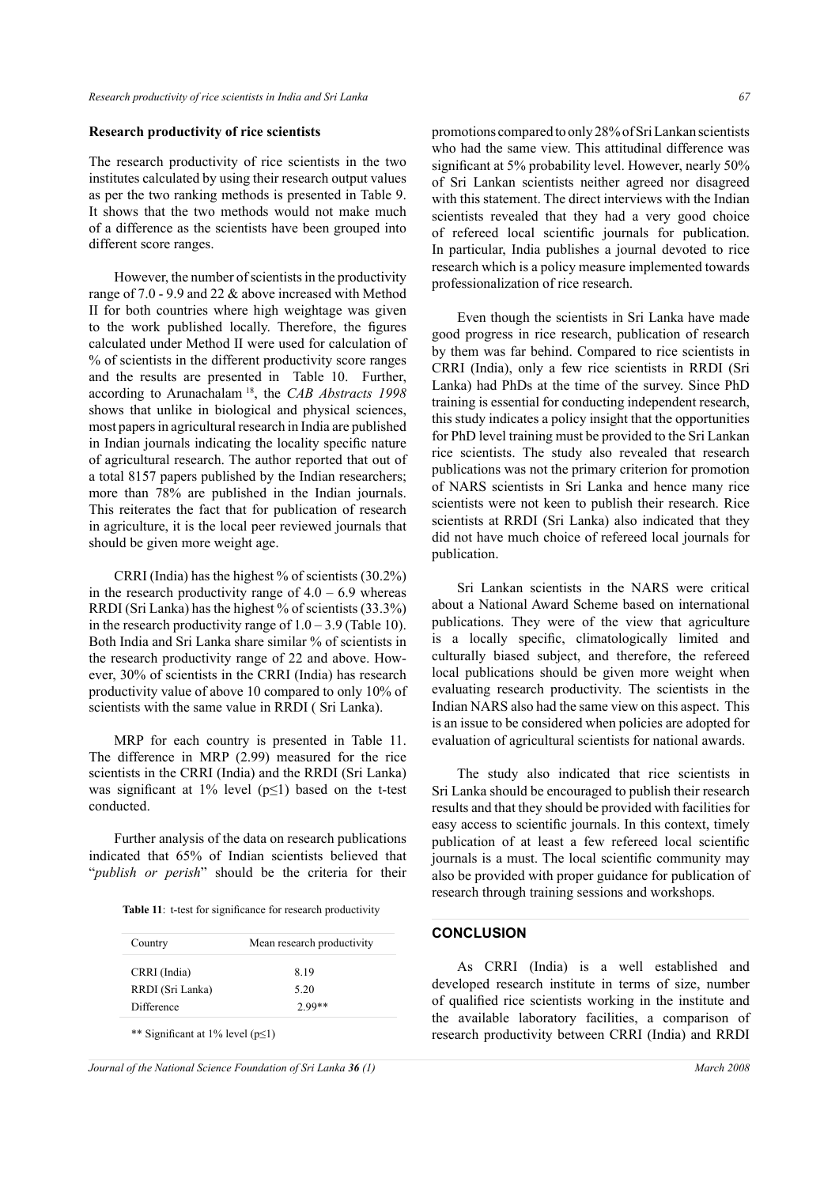## Research productivity of rice scientists

The research productivity of rice scientists in the two institutes calculated by using their research output values as per the two ranking methods is presented in Table 9. It shows that the two methods would not make much of a difference as the scientists have been grouped into different score ranges.

However, the number of scientists in the productivity range of 7.0 - 9.9 and 22 & above increased with Method II for both countries where high weightage was given to the work published locally. Therefore, the figures calculated under Method II were used for calculation of % of scientists in the different productivity score ranges and the results are presented in Table 10. Further, according to Arunachalam [18], the *CAB Abstracts 1998* shows that unlike in biological and physical sciences, most papers in agricultural research in India are published in Indian journals indicating the locality specific nature of agricultural research. The author reported that out of a total 8157 papers published by the Indian researchers; more than 78% are published in the Indian journals. This reiterates the fact that for publication of research in agriculture, it is the local peer reviewed journals that should be given more weight age.

CRRI (India) has the highest % of scientists (30.2%) in the research productivity range of 4.0 – 6.9 whereas RRDI (Sri Lanka) has the highest % of scientists (33.3%) in the research productivity range of 1.0 – 3.9 (Table 10). Both India and Sri Lanka share similar % of scientists in the research productivity range of 22 and above. However, 30% of scientists in the CRRI (India) has research productivity value of above 10 compared to only 10% of scientists with the same value in RRDI ( Sri Lanka).

MRP for each country is presented in Table 11. The difference in MRP (2.99) measured for the rice scientists in the CRRI (India) and the RRDI (Sri Lanka) was significant at 1% level (p≤1) based on the t-test conducted.

Further analysis of the data on research publications indicated that 65% of Indian scientists believed that "*publish or perish*" should be the criteria for their promotions compared to only 28% of Sri Lankan scientists who had the same view. This attitudinal difference was significant at 5% probability level. However, nearly 50% of Sri Lankan scientists neither agreed nor disagreed with this statement. The direct interviews with the Indian scientists revealed that they had a very good choice of refereed local scientific journals for publication. In particular, India publishes a journal devoted to rice research which is a policy measure implemented towards professionalization of rice research.

**Table 11**: t-test for significance for research productivity

| Country | Mean research productivity |
|---|---|
| CRRI (India) | 8.19 |
| RRDI (Sri Lanka) | 5.20 |
| Difference | 2.99** |

** Significant at 1% level (p≤1)

Even though the scientists in Sri Lanka have made good progress in rice research, publication of research by them was far behind. Compared to rice scientists in CRRI (India), only a few rice scientists in RRDI (Sri Lanka) had PhDs at the time of the survey. Since PhD training is essential for conducting independent research, this study indicates a policy insight that the opportunities for PhD level training must be provided to the Sri Lankan rice scientists. The study also revealed that research publications was not the primary criterion for promotion of NARS scientists in Sri Lanka and hence many rice scientists were not keen to publish their research. Rice scientists at RRDI (Sri Lanka) also indicated that they did not have much choice of refereed local journals for publication.

Sri Lankan scientists in the NARS were critical about a National Award Scheme based on international publications. They were of the view that agriculture is a locally specific, climatologically limited and culturally biased subject, and therefore, the refereed local publications should be given more weight when evaluating research productivity. The scientists in the Indian NARS also had the same view on this aspect. This is an issue to be considered when policies are adopted for evaluation of agricultural scientists for national awards.

The study also indicated that rice scientists in Sri Lanka should be encouraged to publish their research results and that they should be provided with facilities for easy access to scientific journals. In this context, timely publication of at least a few refereed local scientific journals is a must. The local scientific community may also be provided with proper guidance for publication of research through training sessions and workshops.

## CONCLUSION

As CRRI (India) is a well established and developed research institute in terms of size, number of qualified rice scientists working in the institute and the available laboratory facilities, a comparison of research productivity between CRRI (India) and RRDI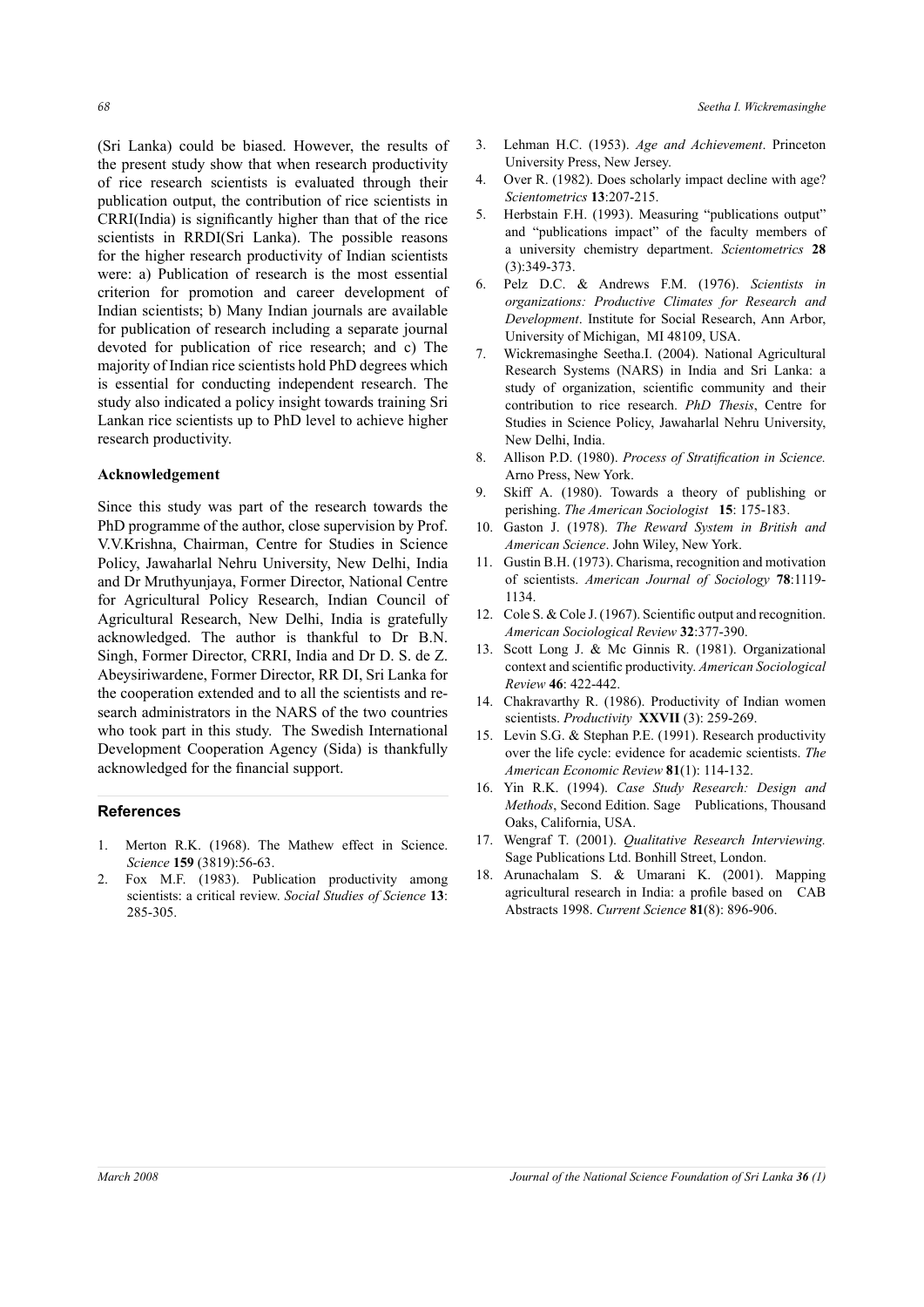(Sri Lanka) could be biased. However, the results of the present study show that when research productivity of rice research scientists is evaluated through their publication output, the contribution of rice scientists in CRRI(India) is significantly higher than that of the rice scientists in RRDI(Sri Lanka). The possible reasons for the higher research productivity of Indian scientists were: a) Publication of research is the most essential criterion for promotion and career development of Indian scientists; b) Many Indian journals are available for publication of research including a separate journal devoted for publication of rice research; and c) The majority of Indian rice scientists hold PhD degrees which is essential for conducting independent research. The study also indicated a policy insight towards training Sri Lankan rice scientists up to PhD level to achieve higher research productivity.

**Acknowledgement**

Since this study was part of the research towards the PhD programme of the author, close supervision by Prof. V.V.Krishna, Chairman, Centre for Studies in Science Policy, Jawaharlal Nehru University, New Delhi, India and Dr Mruthyunjaya, Former Director, National Centre for Agricultural Policy Research, Indian Council of Agricultural Research, New Delhi, India is gratefully acknowledged. The author is thankful to Dr B.N. Singh, Former Director, CRRI, India and Dr D. S. de Z. Abeysiriwardene, Former Director, RR DI, Sri Lanka for the cooperation extended and to all the scientists and research administrators in the NARS of the two countries who took part in this study. The Swedish International Development Cooperation Agency (Sida) is thankfully acknowledged for the financial support.

## References

1. Merton R.K. (1968). The Mathew effect in Science. *Science* **159** (3819):56-63.
2. Fox M.F. (1983). Publication productivity among scientists: a critical review. *Social Studies of Science* **13**: 285-305.
3. Lehman H.C. (1953). *Age and Achievement*. Princeton University Press, New Jersey.
4. Over R. (1982). Does scholarly impact decline with age? *Scientometrics* **13**:207-215.
5. Herbstain F.H. (1993). Measuring "publications output" and "publications impact" of the faculty members of a university chemistry department. *Scientometrics* **28** (3):349-373.
6. Pelz D.C. & Andrews F.M. (1976). *Scientists in organizations: Productive Climates for Research and Development*. Institute for Social Research, Ann Arbor, University of Michigan, MI 48109, USA.
7. Wickremasinghe Seetha.I. (2004). National Agricultural Research Systems (NARS) in India and Sri Lanka: a study of organization, scientific community and their contribution to rice research. *PhD Thesis*, Centre for Studies in Science Policy, Jawaharlal Nehru University, New Delhi, India.
8. Allison P.D. (1980). *Process of Stratification in Science.* Arno Press, New York.
9. Skiff A. (1980). Towards a theory of publishing or perishing. *The American Sociologist* **15**: 175-183.
10. Gaston J. (1978). *The Reward System in British and American Science*. John Wiley, New York.
11. Gustin B.H. (1973). Charisma, recognition and motivation of scientists. *American Journal of Sociology* **78**:1119-1134.
12. Cole S. & Cole J. (1967). Scientific output and recognition. *American Sociological Review* **32**:377-390.
13. Scott Long J. & Mc Ginnis R. (1981). Organizational context and scientific productivity. *American Sociological Review* **46**: 422-442.
14. Chakravarthy R. (1986). Productivity of Indian women scientists. *Productivity* **XXVII** (3): 259-269.
15. Levin S.G. & Stephan P.E. (1991). Research productivity over the life cycle: evidence for academic scientists. *The American Economic Review* **81**(1): 114-132.
16. Yin R.K. (1994). *Case Study Research: Design and Methods*, Second Edition. Sage Publications, Thousand Oaks, California, USA.
17. Wengraf T. (2001). *Qualitative Research Interviewing.* Sage Publications Ltd. Bonhill Street, London.
18. Arunachalam S. & Umarani K. (2001). Mapping agricultural research in India: a profile based on CAB Abstracts 1998. *Current Science* **81**(8): 896-906.